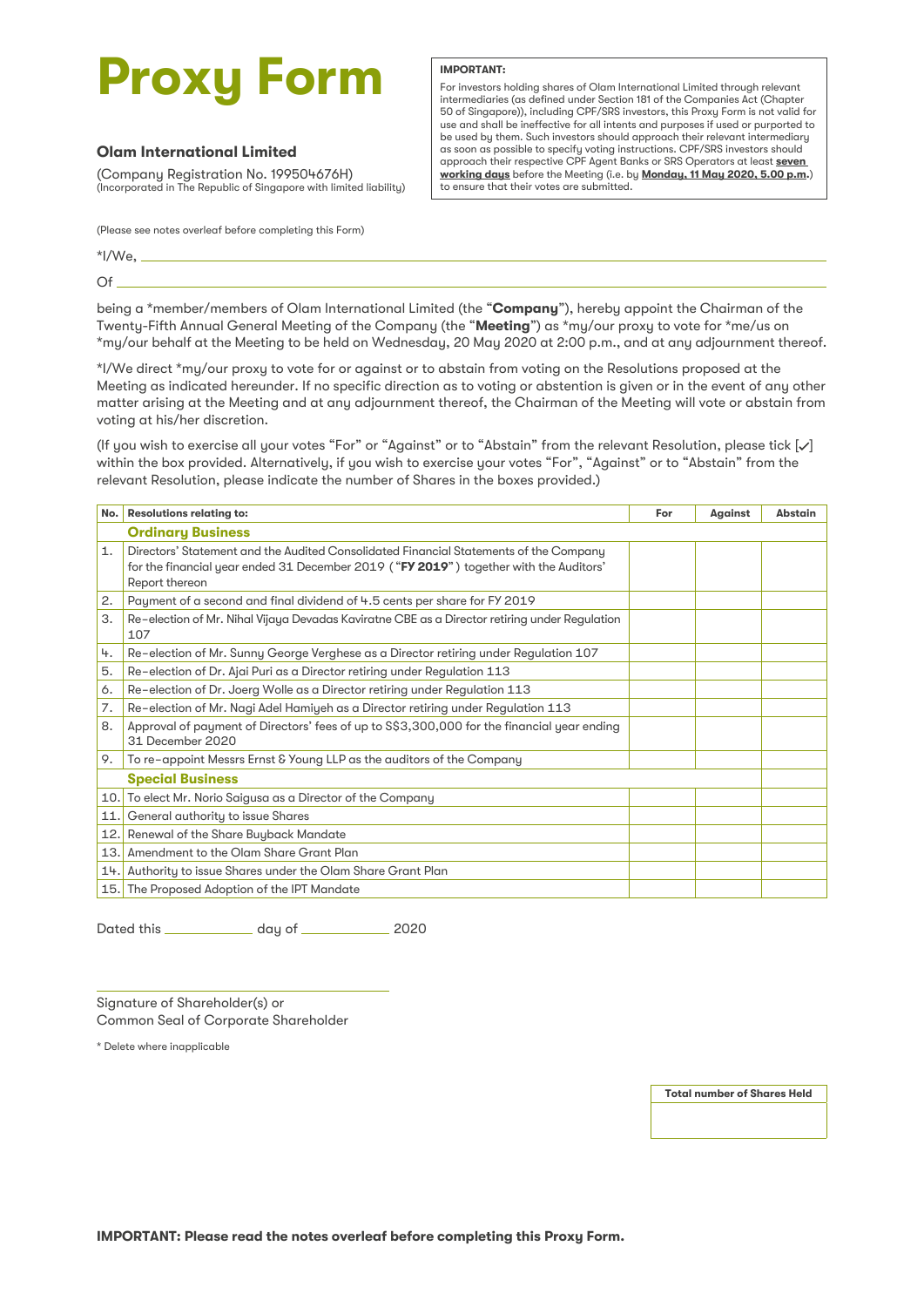# Proxy Form

**IMPORTANT:**

For investors holding shares of Olam International Limited through relevant intermediaries (as defined under Section 181 of the Companies Act (Chapter 50 of Singapore)), including CPF/SRS investors, this Proxy Form is not valid for use and shall be ineffective for all intents and purposes if used or purported to be used by them. Such investors should approach their relevant intermediary as soon as possible to specify voting instructions. CPF/SRS investors should approach their respective CPF Agent Banks or SRS Operators at least **seven working days** before the Meeting (i.e. by **Monday, 11 May 2020, 5.00 p.m.**) to ensure that their votes are submitted.

**Olam International Limited**

(Company Registration No. 199504676H)
(Incorporated in The Republic of Singapore with limited liability)

(Please see notes overleaf before completing this Form)

*I/We, ______________________________________________

Of ______________________________________________

being a *member/members of Olam International Limited (the "**Company**"), hereby appoint the Chairman of the Twenty-Fifth Annual General Meeting of the Company (the "**Meeting**") as *my/our proxy to vote for *me/us on *my/our behalf at the Meeting to be held on Wednesday, 20 May 2020 at 2:00 p.m., and at any adjournment thereof.

*I/We direct *my/our proxy to vote for or against or to abstain from voting on the Resolutions proposed at the Meeting as indicated hereunder. If no specific direction as to voting or abstention is given or in the event of any other matter arising at the Meeting and at any adjournment thereof, the Chairman of the Meeting will vote or abstain from voting at his/her discretion.

(If you wish to exercise all your votes "For" or "Against" or to "Abstain" from the relevant Resolution, please tick [✓] within the box provided. Alternatively, if you wish to exercise your votes "For", "Against" or to "Abstain" from the relevant Resolution, please indicate the number of Shares in the boxes provided.)

| No. | Resolutions relating to: | For | Against | Abstain |
|---|---|---|---|---|
| | **Ordinary Business** | | | |
| 1. | Directors' Statement and the Audited Consolidated Financial Statements of the Company for the financial year ended 31 December 2019 ("**FY 2019**") together with the Auditors' Report thereon | | | |
| 2. | Payment of a second and final dividend of 4.5 cents per share for FY 2019 | | | |
| 3. | Re-election of Mr. Nihal Vijaya Devadas Kaviratne CBE as a Director retiring under Regulation 107 | | | |
| 4. | Re-election of Mr. Sunny George Verghese as a Director retiring under Regulation 107 | | | |
| 5. | Re-election of Dr. Ajai Puri as a Director retiring under Regulation 113 | | | |
| 6. | Re-election of Dr. Joerg Wolle as a Director retiring under Regulation 113 | | | |
| 7. | Re-election of Mr. Nagi Adel Hamiyeh as a Director retiring under Regulation 113 | | | |
| 8. | Approval of payment of Directors' fees of up to S$3,300,000 for the financial year ending 31 December 2020 | | | |
| 9. | To re-appoint Messrs Ernst & Young LLP as the auditors of the Company | | | |
| | **Special Business** | | | |
| 10. | To elect Mr. Norio Saigusa as a Director of the Company | | | |
| 11. | General authority to issue Shares | | | |
| 12. | Renewal of the Share Buyback Mandate | | | |
| 13. | Amendment to the Olam Share Grant Plan | | | |
| 14. | Authority to issue Shares under the Olam Share Grant Plan | | | |
| 15. | The Proposed Adoption of the IPT Mandate | | | |

Dated this ____________ day of ____________ 2020

______________________________________________

Signature of Shareholder(s) or
Common Seal of Corporate Shareholder

\* Delete where inapplicable

| Total number of Shares Held |
|---|
| |

**IMPORTANT: Please read the notes overleaf before completing this Proxy Form.**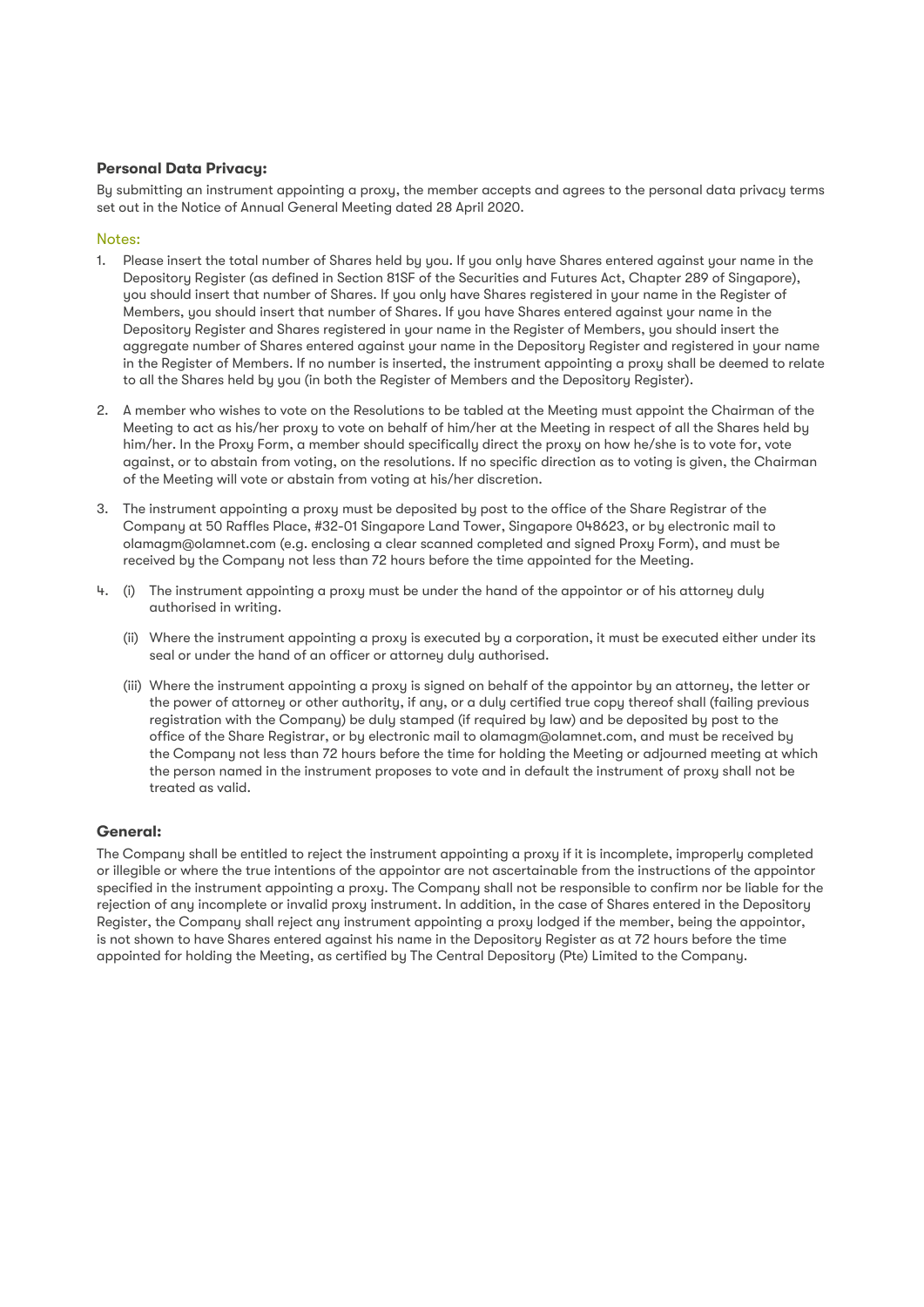**Personal Data Privacy:**

By submitting an instrument appointing a proxy, the member accepts and agrees to the personal data privacy terms set out in the Notice of Annual General Meeting dated 28 April 2020.

Notes:

1. Please insert the total number of Shares held by you. If you only have Shares entered against your name in the Depository Register (as defined in Section 81SF of the Securities and Futures Act, Chapter 289 of Singapore), you should insert that number of Shares. If you only have Shares registered in your name in the Register of Members, you should insert that number of Shares. If you have Shares entered against your name in the Depository Register and Shares registered in your name in the Register of Members, you should insert the aggregate number of Shares entered against your name in the Depository Register and registered in your name in the Register of Members. If no number is inserted, the instrument appointing a proxy shall be deemed to relate to all the Shares held by you (in both the Register of Members and the Depository Register).

2. A member who wishes to vote on the Resolutions to be tabled at the Meeting must appoint the Chairman of the Meeting to act as his/her proxy to vote on behalf of him/her at the Meeting in respect of all the Shares held by him/her. In the Proxy Form, a member should specifically direct the proxy on how he/she is to vote for, vote against, or to abstain from voting, on the resolutions. If no specific direction as to voting is given, the Chairman of the Meeting will vote or abstain from voting at his/her discretion.

3. The instrument appointing a proxy must be deposited by post to the office of the Share Registrar of the Company at 50 Raffles Place, #32-01 Singapore Land Tower, Singapore 048623, or by electronic mail to olamagm@olamnet.com (e.g. enclosing a clear scanned completed and signed Proxy Form), and must be received by the Company not less than 72 hours before the time appointed for the Meeting.

4. (i) The instrument appointing a proxy must be under the hand of the appointor or of his attorney duly authorised in writing.

   (ii) Where the instrument appointing a proxy is executed by a corporation, it must be executed either under its seal or under the hand of an officer or attorney duly authorised.

   (iii) Where the instrument appointing a proxy is signed on behalf of the appointor by an attorney, the letter or the power of attorney or other authority, if any, or a duly certified true copy thereof shall (failing previous registration with the Company) be duly stamped (if required by law) and be deposited by post to the office of the Share Registrar, or by electronic mail to olamagm@olamnet.com, and must be received by the Company not less than 72 hours before the time for holding the Meeting or adjourned meeting at which the person named in the instrument proposes to vote and in default the instrument of proxy shall not be treated as valid.

**General:**

The Company shall be entitled to reject the instrument appointing a proxy if it is incomplete, improperly completed or illegible or where the true intentions of the appointor are not ascertainable from the instructions of the appointor specified in the instrument appointing a proxy. The Company shall not be responsible to confirm nor be liable for the rejection of any incomplete or invalid proxy instrument. In addition, in the case of Shares entered in the Depository Register, the Company shall reject any instrument appointing a proxy lodged if the member, being the appointor, is not shown to have Shares entered against his name in the Depository Register as at 72 hours before the time appointed for holding the Meeting, as certified by The Central Depository (Pte) Limited to the Company.